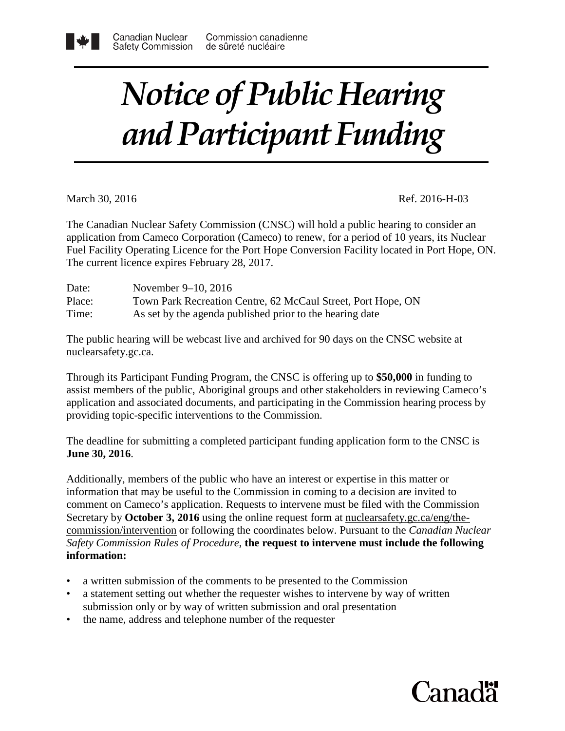Canadian Nuclear Safety Commission    Commission canadienne de sûreté nucléaire

# *Notice of Public Hearing and Participant Funding*

March 30, 2016    Ref. 2016-H-03

The Canadian Nuclear Safety Commission (CNSC) will hold a public hearing to consider an application from Cameco Corporation (Cameco) to renew, for a period of 10 years, its Nuclear Fuel Facility Operating Licence for the Port Hope Conversion Facility located in Port Hope, ON. The current licence expires February 28, 2017.

Date: November 9–10, 2016
Place: Town Park Recreation Centre, 62 McCaul Street, Port Hope, ON
Time: As set by the agenda published prior to the hearing date

The public hearing will be webcast live and archived for 90 days on the CNSC website at nuclearsafety.gc.ca.

Through its Participant Funding Program, the CNSC is offering up to **$50,000** in funding to assist members of the public, Aboriginal groups and other stakeholders in reviewing Cameco's application and associated documents, and participating in the Commission hearing process by providing topic-specific interventions to the Commission.

The deadline for submitting a completed participant funding application form to the CNSC is **June 30, 2016**.

Additionally, members of the public who have an interest or expertise in this matter or information that may be useful to the Commission in coming to a decision are invited to comment on Cameco's application. Requests to intervene must be filed with the Commission Secretary by **October 3, 2016** using the online request form at nuclearsafety.gc.ca/eng/the-commission/intervention or following the coordinates below. Pursuant to the *Canadian Nuclear Safety Commission Rules of Procedure*, **the request to intervene must include the following information:**

- a written submission of the comments to be presented to the Commission
- a statement setting out whether the requester wishes to intervene by way of written submission only or by way of written submission and oral presentation
- the name, address and telephone number of the requester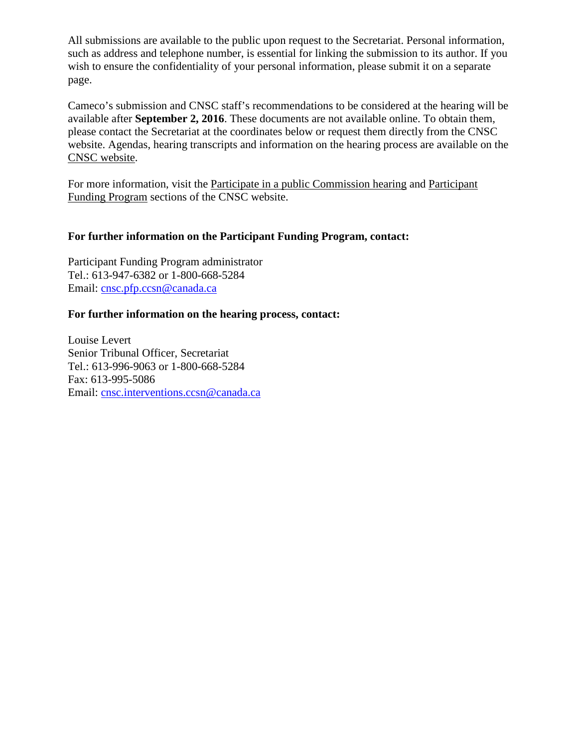All submissions are available to the public upon request to the Secretariat. Personal information, such as address and telephone number, is essential for linking the submission to its author. If you wish to ensure the confidentiality of your personal information, please submit it on a separate page.

Cameco's submission and CNSC staff's recommendations to be considered at the hearing will be available after **September 2, 2016**. These documents are not available online. To obtain them, please contact the Secretariat at the coordinates below or request them directly from the CNSC website. Agendas, hearing transcripts and information on the hearing process are available on the CNSC website.

For more information, visit the Participate in a public Commission hearing and Participant Funding Program sections of the CNSC website.

**For further information on the Participant Funding Program, contact:**

Participant Funding Program administrator
Tel.: 613-947-6382 or 1-800-668-5284
Email: cnsc.pfp.ccsn@canada.ca

**For further information on the hearing process, contact:**

Louise Levert
Senior Tribunal Officer, Secretariat
Tel.: 613-996-9063 or 1-800-668-5284
Fax: 613-995-5086
Email: cnsc.interventions.ccsn@canada.ca